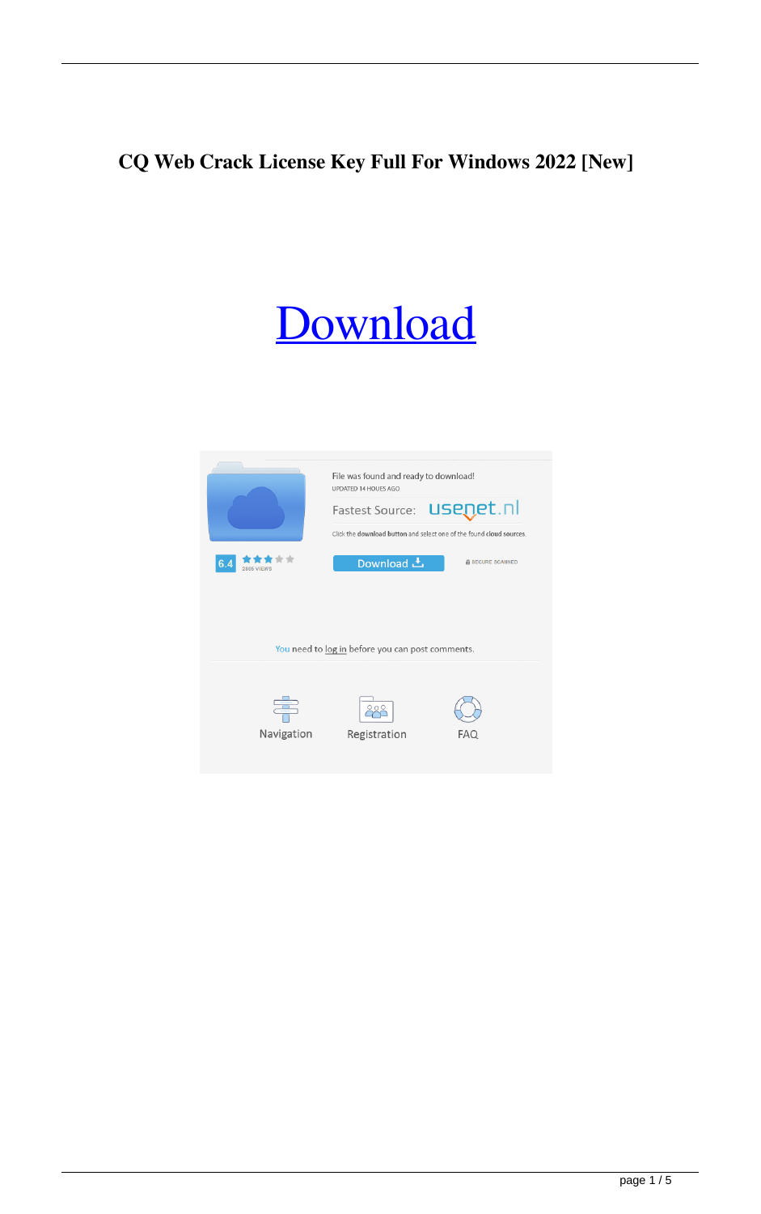# CQ Web Crack License Key Full For Windows 2022 [New]

Download

File was found and ready to download!

UPDATED 14 HOURS AGO

Fastest Source: usenet.nl

Click the download button and select one of the found cloud sources.

6.4

2865 VIEWS

Download

SECURE SCANNED

You need to log in before you can post comments.

Navigation

Registration

FAQ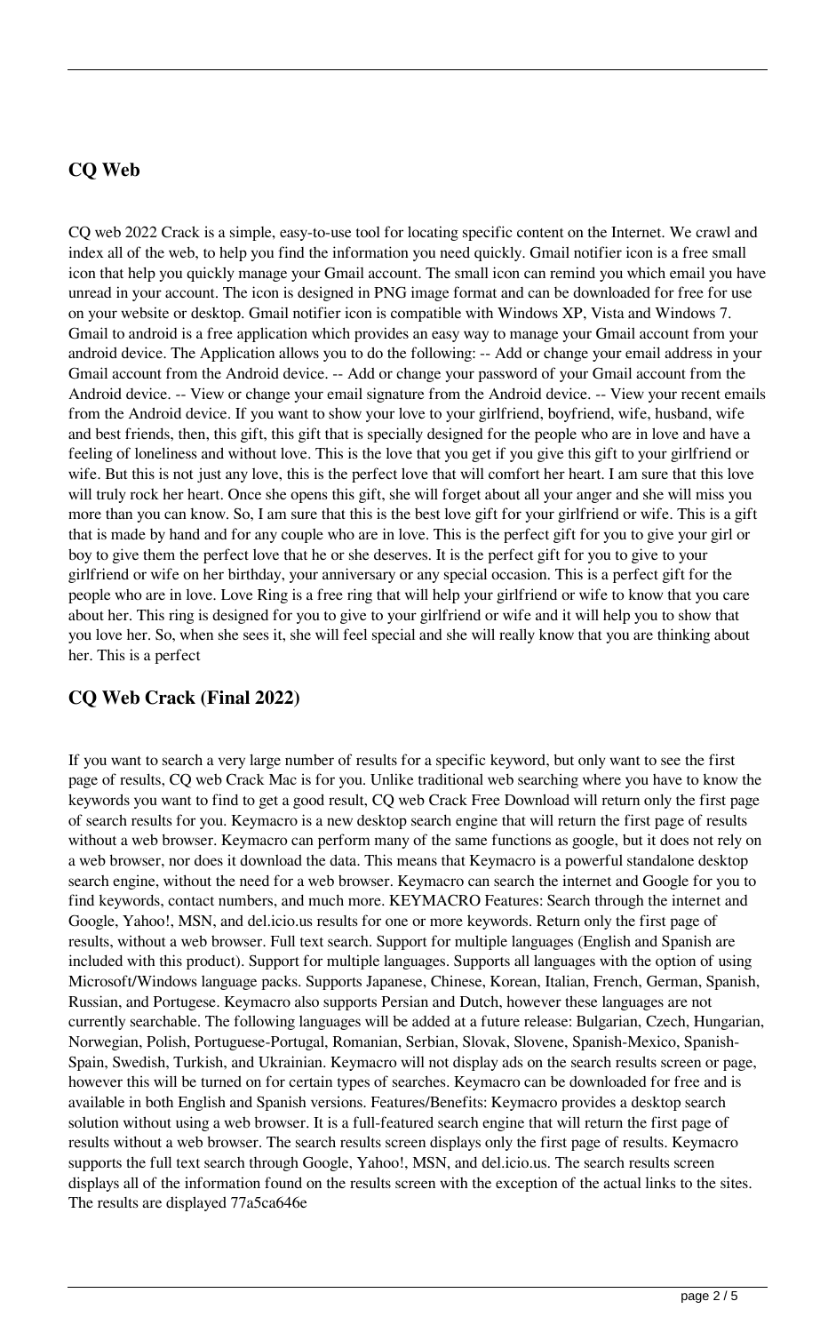## CQ Web

CQ web 2022 Crack is a simple, easy-to-use tool for locating specific content on the Internet. We crawl and index all of the web, to help you find the information you need quickly. Gmail notifier icon is a free small icon that help you quickly manage your Gmail account. The small icon can remind you which email you have unread in your account. The icon is designed in PNG image format and can be downloaded for free for use on your website or desktop. Gmail notifier icon is compatible with Windows XP, Vista and Windows 7. Gmail to android is a free application which provides an easy way to manage your Gmail account from your android device. The Application allows you to do the following: -- Add or change your email address in your Gmail account from the Android device. -- Add or change your password of your Gmail account from the Android device. -- View or change your email signature from the Android device. -- View your recent emails from the Android device. If you want to show your love to your girlfriend, boyfriend, wife, husband, wife and best friends, then, this gift, this gift that is specially designed for the people who are in love and have a feeling of loneliness and without love. This is the love that you get if you give this gift to your girlfriend or wife. But this is not just any love, this is the perfect love that will comfort her heart. I am sure that this love will truly rock her heart. Once she opens this gift, she will forget about all your anger and she will miss you more than you can know. So, I am sure that this is the best love gift for your girlfriend or wife. This is a gift that is made by hand and for any couple who are in love. This is the perfect gift for you to give your girl or boy to give them the perfect love that he or she deserves. It is the perfect gift for you to give to your girlfriend or wife on her birthday, your anniversary or any special occasion. This is a perfect gift for the people who are in love. Love Ring is a free ring that will help your girlfriend or wife to know that you care about her. This ring is designed for you to give to your girlfriend or wife and it will help you to show that you love her. So, when she sees it, she will feel special and she will really know that you are thinking about her. This is a perfect

## CQ Web Crack (Final 2022)

If you want to search a very large number of results for a specific keyword, but only want to see the first page of results, CQ web Crack Mac is for you. Unlike traditional web searching where you have to know the keywords you want to find to get a good result, CQ web Crack Free Download will return only the first page of search results for you. Keymacro is a new desktop search engine that will return the first page of results without a web browser. Keymacro can perform many of the same functions as google, but it does not rely on a web browser, nor does it download the data. This means that Keymacro is a powerful standalone desktop search engine, without the need for a web browser. Keymacro can search the internet and Google for you to find keywords, contact numbers, and much more. KEYMACRO Features: Search through the internet and Google, Yahoo!, MSN, and del.icio.us results for one or more keywords. Return only the first page of results, without a web browser. Full text search. Support for multiple languages (English and Spanish are included with this product). Support for multiple languages. Supports all languages with the option of using Microsoft/Windows language packs. Supports Japanese, Chinese, Korean, Italian, French, German, Spanish, Russian, and Portugese. Keymacro also supports Persian and Dutch, however these languages are not currently searchable. The following languages will be added at a future release: Bulgarian, Czech, Hungarian, Norwegian, Polish, Portuguese-Portugal, Romanian, Serbian, Slovak, Slovene, Spanish-Mexico, Spanish-Spain, Swedish, Turkish, and Ukrainian. Keymacro will not display ads on the search results screen or page, however this will be turned on for certain types of searches. Keymacro can be downloaded for free and is available in both English and Spanish versions. Features/Benefits: Keymacro provides a desktop search solution without using a web browser. It is a full-featured search engine that will return the first page of results without a web browser. The search results screen displays only the first page of results. Keymacro supports the full text search through Google, Yahoo!, MSN, and del.icio.us. The search results screen displays all of the information found on the results screen with the exception of the actual links to the sites. The results are displayed 77a5ca646e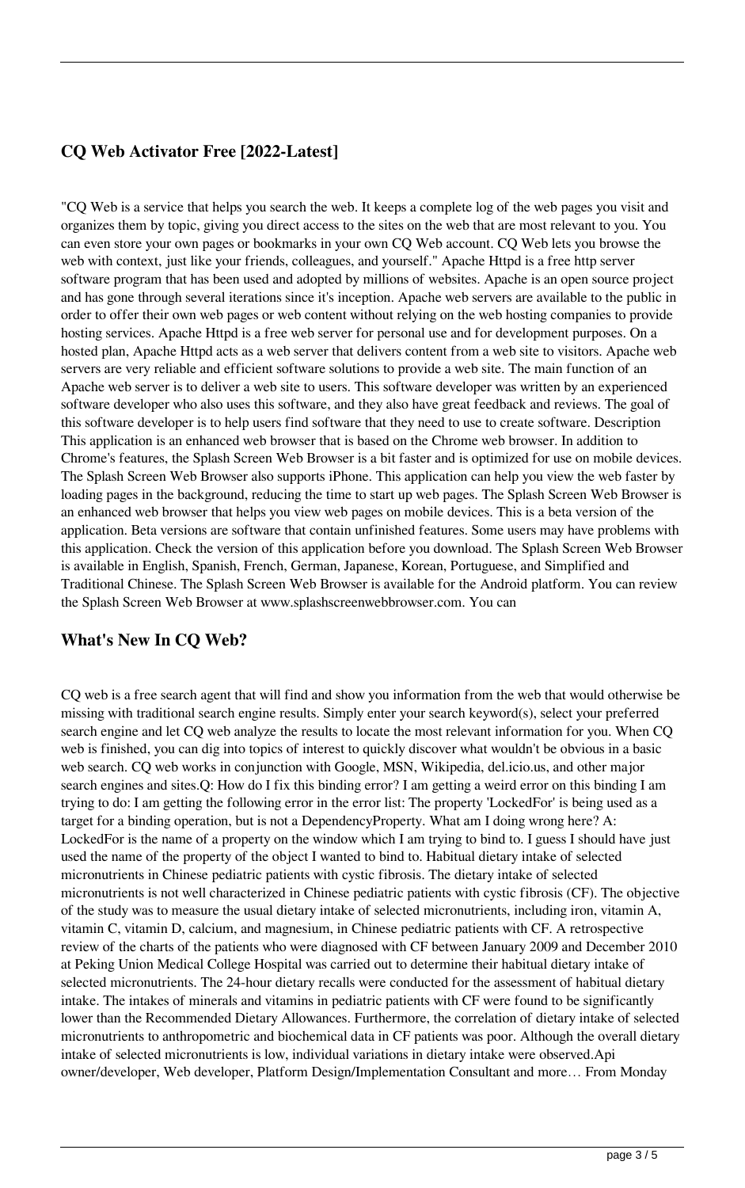## CQ Web Activator Free [2022-Latest]

"CQ Web is a service that helps you search the web. It keeps a complete log of the web pages you visit and organizes them by topic, giving you direct access to the sites on the web that are most relevant to you. You can even store your own pages or bookmarks in your own CQ Web account. CQ Web lets you browse the web with context, just like your friends, colleagues, and yourself." Apache Httpd is a free http server software program that has been used and adopted by millions of websites. Apache is an open source project and has gone through several iterations since it's inception. Apache web servers are available to the public in order to offer their own web pages or web content without relying on the web hosting companies to provide hosting services. Apache Httpd is a free web server for personal use and for development purposes. On a hosted plan, Apache Httpd acts as a web server that delivers content from a web site to visitors. Apache web servers are very reliable and efficient software solutions to provide a web site. The main function of an Apache web server is to deliver a web site to users. This software developer was written by an experienced software developer who also uses this software, and they also have great feedback and reviews. The goal of this software developer is to help users find software that they need to use to create software. Description This application is an enhanced web browser that is based on the Chrome web browser. In addition to Chrome's features, the Splash Screen Web Browser is a bit faster and is optimized for use on mobile devices. The Splash Screen Web Browser also supports iPhone. This application can help you view the web faster by loading pages in the background, reducing the time to start up web pages. The Splash Screen Web Browser is an enhanced web browser that helps you view web pages on mobile devices. This is a beta version of the application. Beta versions are software that contain unfinished features. Some users may have problems with this application. Check the version of this application before you download. The Splash Screen Web Browser is available in English, Spanish, French, German, Japanese, Korean, Portuguese, and Simplified and Traditional Chinese. The Splash Screen Web Browser is available for the Android platform. You can review the Splash Screen Web Browser at www.splashscreenwebbrowser.com. You can

## What's New In CQ Web?

CQ web is a free search agent that will find and show you information from the web that would otherwise be missing with traditional search engine results. Simply enter your search keyword(s), select your preferred search engine and let CQ web analyze the results to locate the most relevant information for you. When CQ web is finished, you can dig into topics of interest to quickly discover what wouldn't be obvious in a basic web search. CQ web works in conjunction with Google, MSN, Wikipedia, del.icio.us, and other major search engines and sites.Q: How do I fix this binding error? I am getting a weird error on this binding I am trying to do: I am getting the following error in the error list: The property 'LockedFor' is being used as a target for a binding operation, but is not a DependencyProperty. What am I doing wrong here? A: LockedFor is the name of a property on the window which I am trying to bind to. I guess I should have just used the name of the property of the object I wanted to bind to. Habitual dietary intake of selected micronutrients in Chinese pediatric patients with cystic fibrosis. The dietary intake of selected micronutrients is not well characterized in Chinese pediatric patients with cystic fibrosis (CF). The objective of the study was to measure the usual dietary intake of selected micronutrients, including iron, vitamin A, vitamin C, vitamin D, calcium, and magnesium, in Chinese pediatric patients with CF. A retrospective review of the charts of the patients who were diagnosed with CF between January 2009 and December 2010 at Peking Union Medical College Hospital was carried out to determine their habitual dietary intake of selected micronutrients. The 24-hour dietary recalls were conducted for the assessment of habitual dietary intake. The intakes of minerals and vitamins in pediatric patients with CF were found to be significantly lower than the Recommended Dietary Allowances. Furthermore, the correlation of dietary intake of selected micronutrients to anthropometric and biochemical data in CF patients was poor. Although the overall dietary intake of selected micronutrients is low, individual variations in dietary intake were observed.Api owner/developer, Web developer, Platform Design/Implementation Consultant and more… From Monday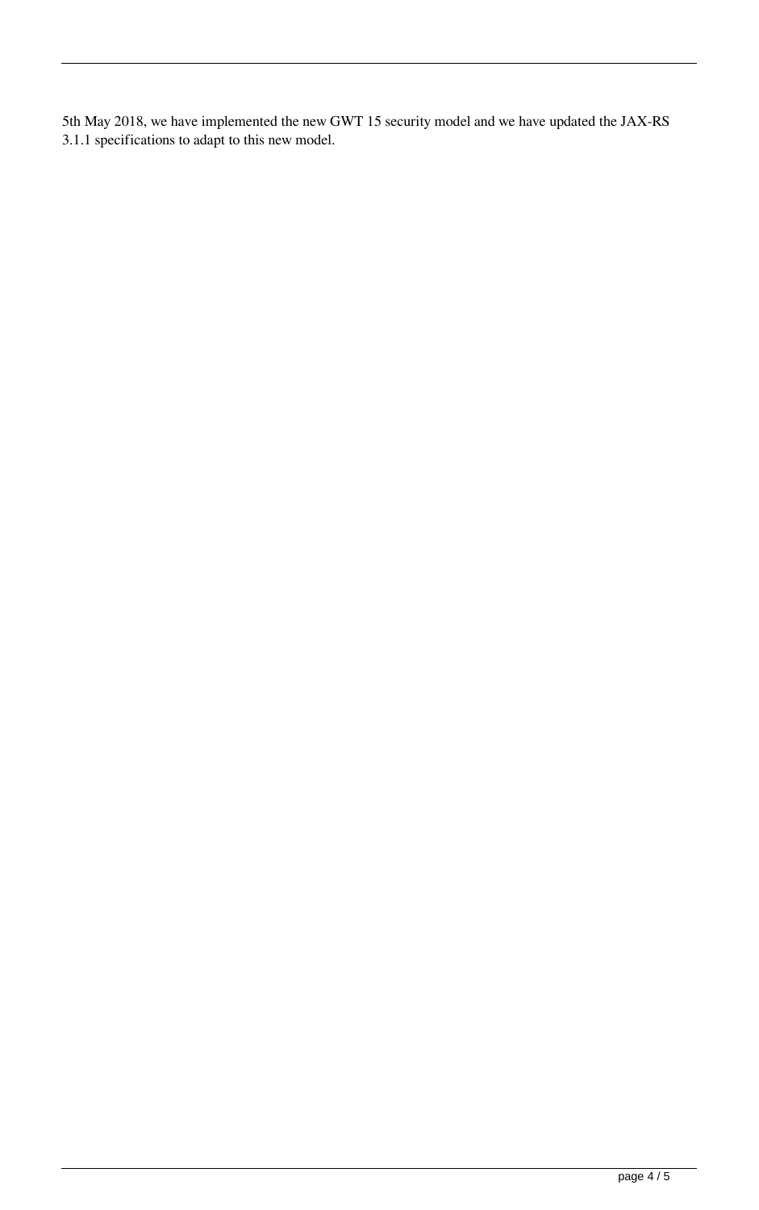5th May 2018, we have implemented the new GWT 15 security model and we have updated the JAX-RS 3.1.1 specifications to adapt to this new model.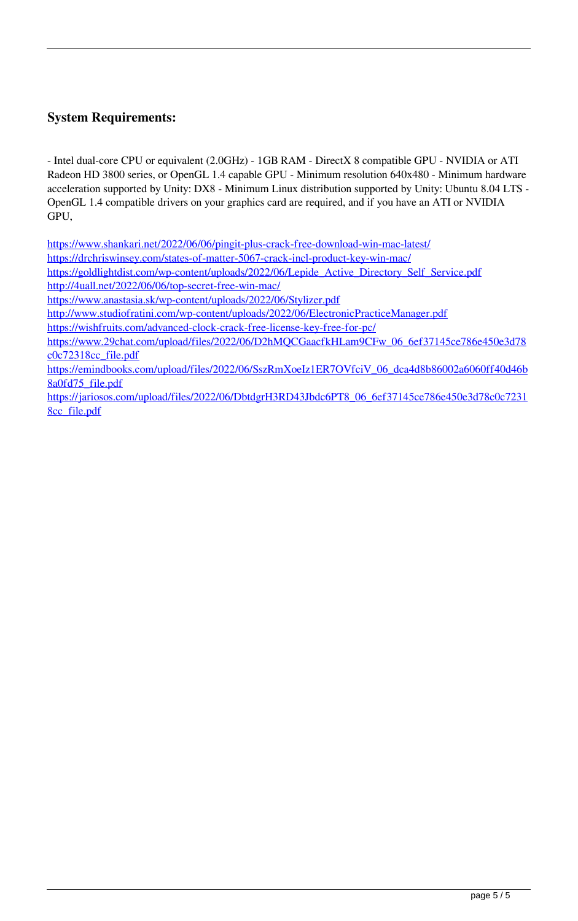### System Requirements:

- Intel dual-core CPU or equivalent (2.0GHz) - 1GB RAM - DirectX 8 compatible GPU - NVIDIA or ATI Radeon HD 3800 series, or OpenGL 1.4 capable GPU - Minimum resolution 640x480 - Minimum hardware acceleration supported by Unity: DX8 - Minimum Linux distribution supported by Unity: Ubuntu 8.04 LTS - OpenGL 1.4 compatible drivers on your graphics card are required, and if you have an ATI or NVIDIA GPU,

https://www.shankari.net/2022/06/06/pingit-plus-crack-free-download-win-mac-latest/
https://drchriswinsey.com/states-of-matter-5067-crack-incl-product-key-win-mac/
https://goldlightdist.com/wp-content/uploads/2022/06/Lepide_Active_Directory_Self_Service.pdf
http://4uall.net/2022/06/06/top-secret-free-win-mac/
https://www.anastasia.sk/wp-content/uploads/2022/06/Stylizer.pdf
http://www.studiofratini.com/wp-content/uploads/2022/06/ElectronicPracticeManager.pdf
https://wishfruits.com/advanced-clock-crack-free-license-key-free-for-pc/
https://www.29chat.com/upload/files/2022/06/D2hMQCGaacfkHLam9CFw_06_6ef37145ce786e450e3d78c0c72318cc_file.pdf
https://emindbooks.com/upload/files/2022/06/SszRmXoeIz1ER7OVfciV_06_dca4d8b86002a6060ff40d46b8a0fd75_file.pdf
https://jariosos.com/upload/files/2022/06/DbtdgrH3RD43Jbdc6PT8_06_6ef37145ce786e450e3d78c0c72318cc_file.pdf